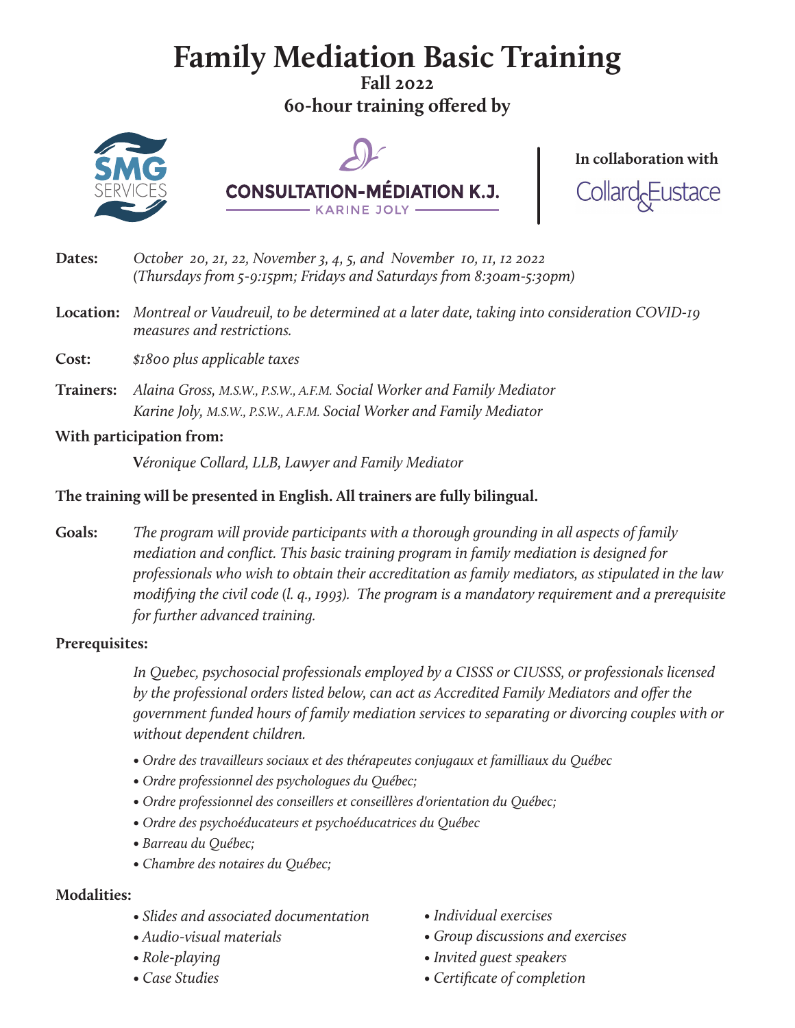# Family Mediation Basic Training

**Fall 2022**

**60-hour training offered by**

SMG SERVICES

CONSULTATION-MÉDIATION K.J.
KARINE JOLY

**In collaboration with**

Collard&Eustace

**Dates:** *October 20, 21, 22, November 3, 4, 5, and November 10, 11, 12 2022 (Thursdays from 5-9:15pm; Fridays and Saturdays from 8:30am-5:30pm)*

**Location:** *Montreal or Vaudreuil, to be determined at a later date, taking into consideration COVID-19 measures and restrictions.*

**Cost:** *$1800 plus applicable taxes*

**Trainers:** *Alaina Gross, M.S.W., P.S.W., A.F.M.* Social Worker and Family Mediator
*Karine Joly, M.S.W., P.S.W., A.F.M.* Social Worker and Family Mediator

**With participation from:**

**V***éronique Collard, LLB, Lawyer and Family Mediator*

**The training will be presented in English. All trainers are fully bilingual.**

**Goals:** *The program will provide participants with a thorough grounding in all aspects of family mediation and conflict. This basic training program in family mediation is designed for professionals who wish to obtain their accreditation as family mediators, as stipulated in the law modifying the civil code (l. q., 1993). The program is a mandatory requirement and a prerequisite for further advanced training.*

**Prerequisites:**

*In Quebec, psychosocial professionals employed by a CISSS or CIUSSS, or professionals licensed by the professional orders listed below, can act as Accredited Family Mediators and offer the government funded hours of family mediation services to separating or divorcing couples with or without dependent children.*

- *Ordre des travailleurs sociaux et des thérapeutes conjugaux et familliaux du Québec*
- *Ordre professionnel des psychologues du Québec;*
- *Ordre professionnel des conseillers et conseillères d'orientation du Québec;*
- *Ordre des psychoéducateurs et psychoéducatrices du Québec*
- *Barreau du Québec;*
- *Chambre des notaires du Québec;*

**Modalities:**

- *Slides and associated documentation*
- *Audio-visual materials*
- *Role-playing*
- *Case Studies*
- *Individual exercises*
- *Group discussions and exercises*
- *Invited guest speakers*
- *Certificate of completion*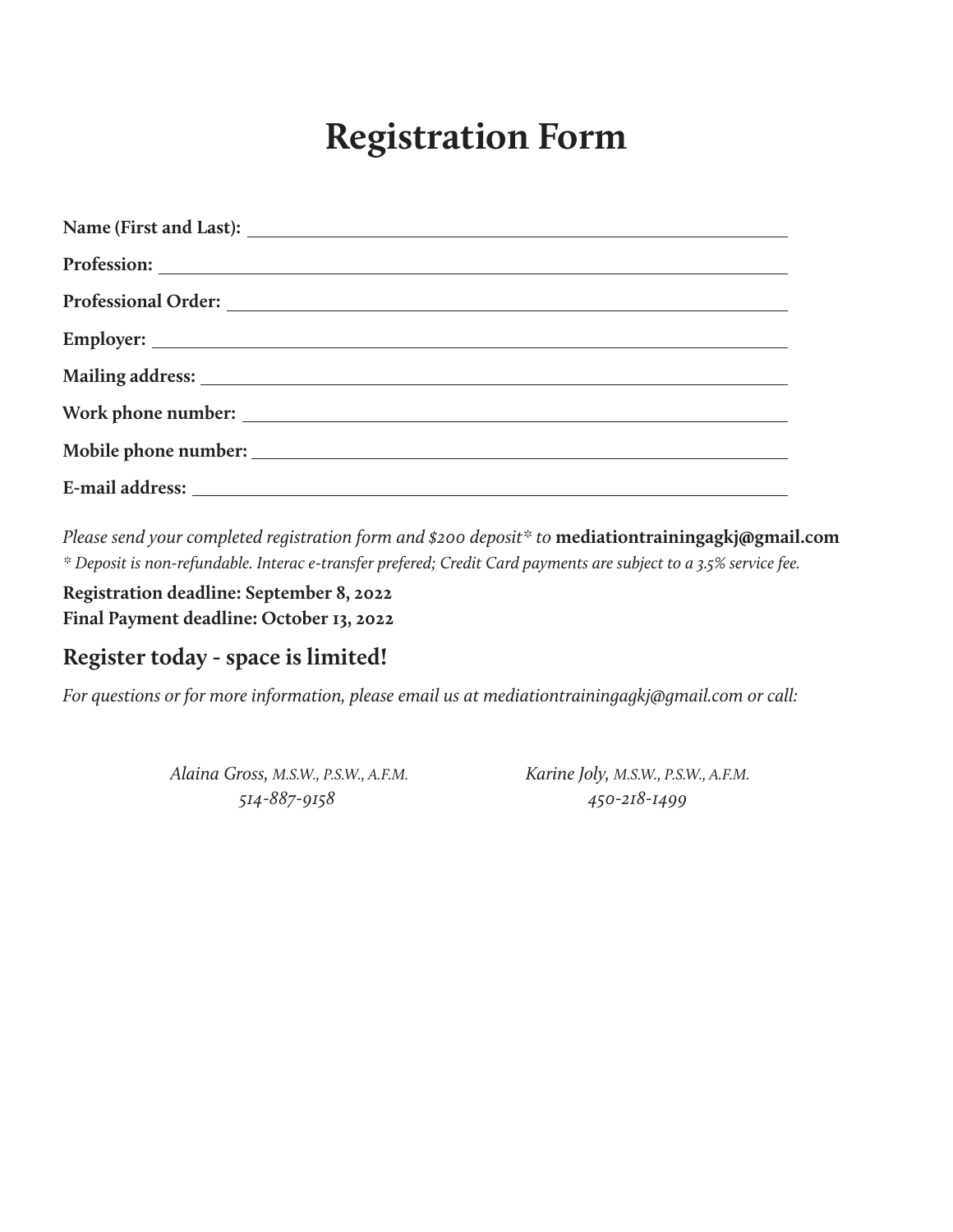# Registration Form

**Name (First and Last):** ______________________________

**Profession:** ______________________________

**Professional Order:** ______________________________

**Employer:** ______________________________

**Mailing address:** ______________________________

**Work phone number:** ______________________________

**Mobile phone number:** ______________________________

**E-mail address:** ______________________________

*Please send your completed registration form and $200 deposit* to* **mediationtrainingagkj@gmail.com**

*\* Deposit is non-refundable. Interac e-transfer prefered; Credit Card payments are subject to a 3.5% service fee.*

**Registration deadline: September 8, 2022**
**Final Payment deadline: October 13, 2022**

## Register today - space is limited!

*For questions or for more information, please email us at mediationtrainingagkj@gmail.com or call:*

*Alaina Gross, M.S.W., P.S.W., A.F.M.*
*514-887-9158*

*Karine Joly, M.S.W., P.S.W., A.F.M.*
*450-218-1499*